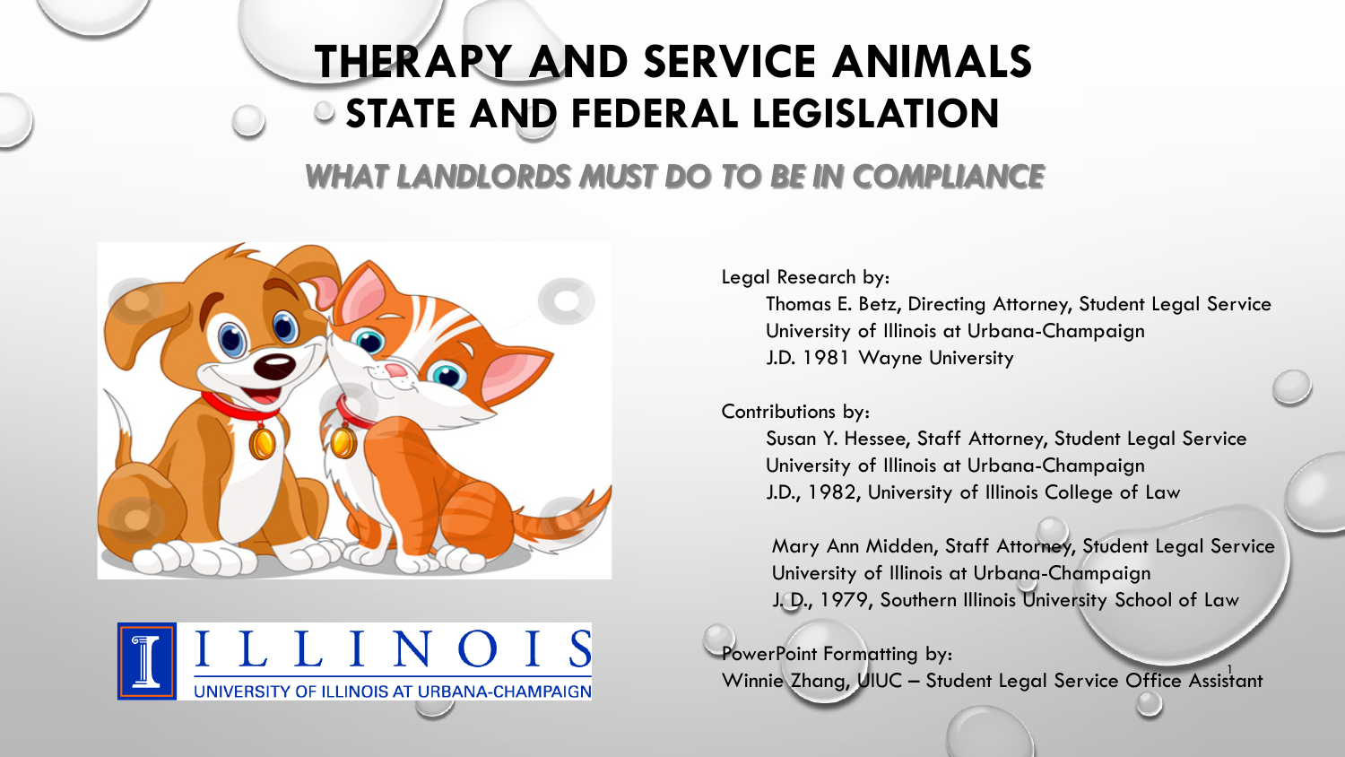# THERAPY AND SERVICE ANIMALS
## STATE AND FEDERAL LEGISLATION

### *WHAT LANDLORDS MUST DO TO BE IN COMPLIANCE*

Legal Research by:
Thomas E. Betz, Directing Attorney, Student Legal Service
University of Illinois at Urbana-Champaign
J.D. 1981 Wayne University

Contributions by:
Susan Y. Hessee, Staff Attorney, Student Legal Service
University of Illinois at Urbana-Champaign
J.D., 1982, University of Illinois College of Law

Mary Ann Midden, Staff Attorney, Student Legal Service
University of Illinois at Urbana-Champaign
J. D., 1979, Southern Illinois University School of Law

PowerPoint Formatting by:
Winnie Zhang, UIUC – Student Legal Service Office Assistant

ILLINOIS
UNIVERSITY OF ILLINOIS AT URBANA-CHAMPAIGN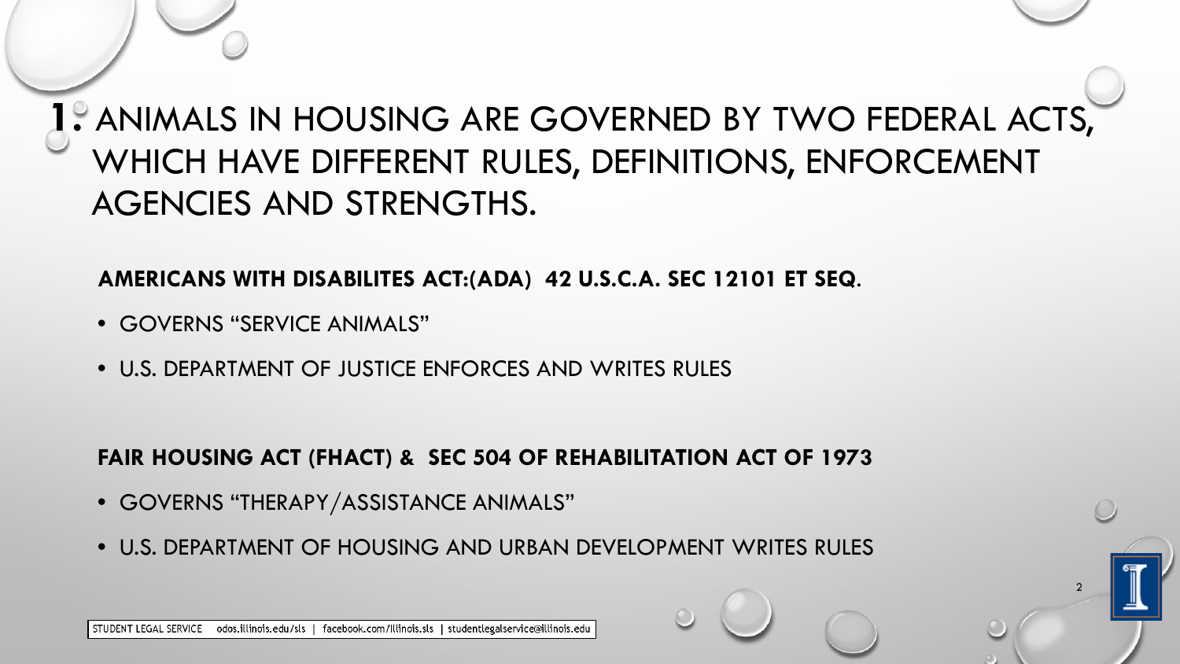# 1. ANIMALS IN HOUSING ARE GOVERNED BY TWO FEDERAL ACTS, WHICH HAVE DIFFERENT RULES, DEFINITIONS, ENFORCEMENT AGENCIES AND STRENGTHS.

**AMERICANS WITH DISABILITES ACT:(ADA) 42 U.S.C.A. SEC 12101 ET SEQ**.

- GOVERNS "SERVICE ANIMALS"
- U.S. DEPARTMENT OF JUSTICE ENFORCES AND WRITES RULES

**FAIR HOUSING ACT (FHACT) & SEC 504 OF REHABILITATION ACT OF 1973**

- GOVERNS "THERAPY/ASSISTANCE ANIMALS"
- U.S. DEPARTMENT OF HOUSING AND URBAN DEVELOPMENT WRITES RULES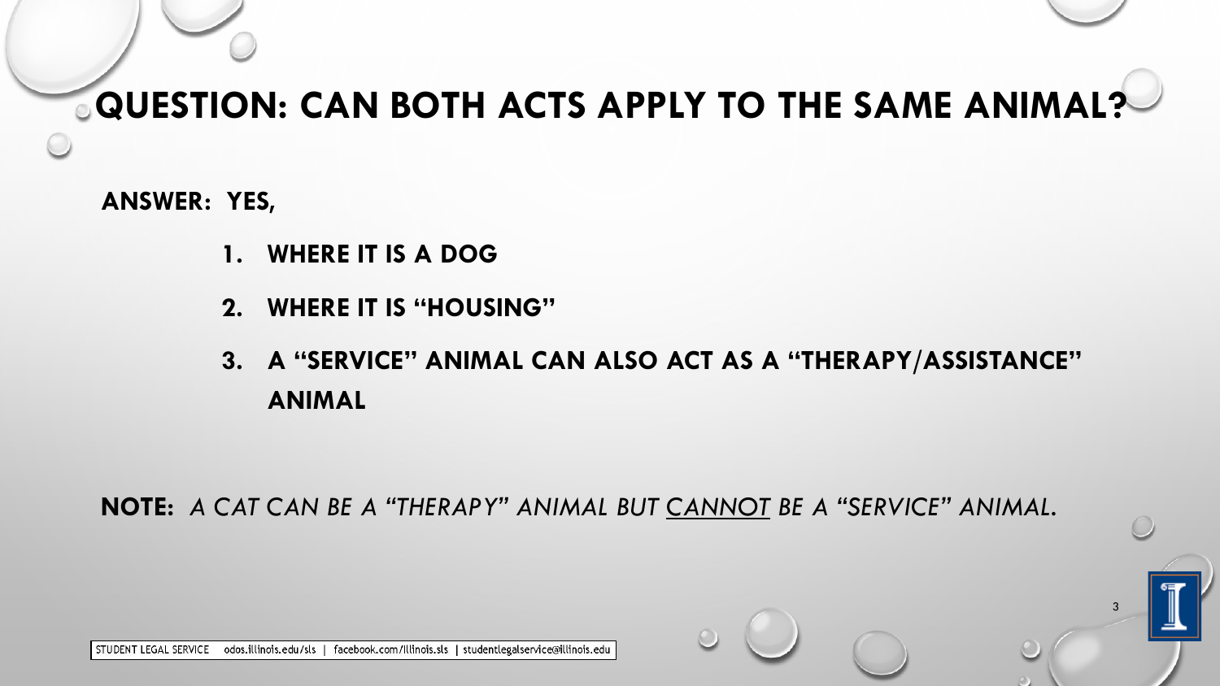# QUESTION: CAN BOTH ACTS APPLY TO THE SAME ANIMAL?

**ANSWER: YES,**

1. **WHERE IT IS A DOG**
2. **WHERE IT IS "HOUSING"**
3. **A "SERVICE" ANIMAL CAN ALSO ACT AS A "THERAPY/ASSISTANCE" ANIMAL**

**NOTE:** *A CAT CAN BE A "THERAPY" ANIMAL BUT <u>CANNOT</u> BE A "SERVICE" ANIMAL.*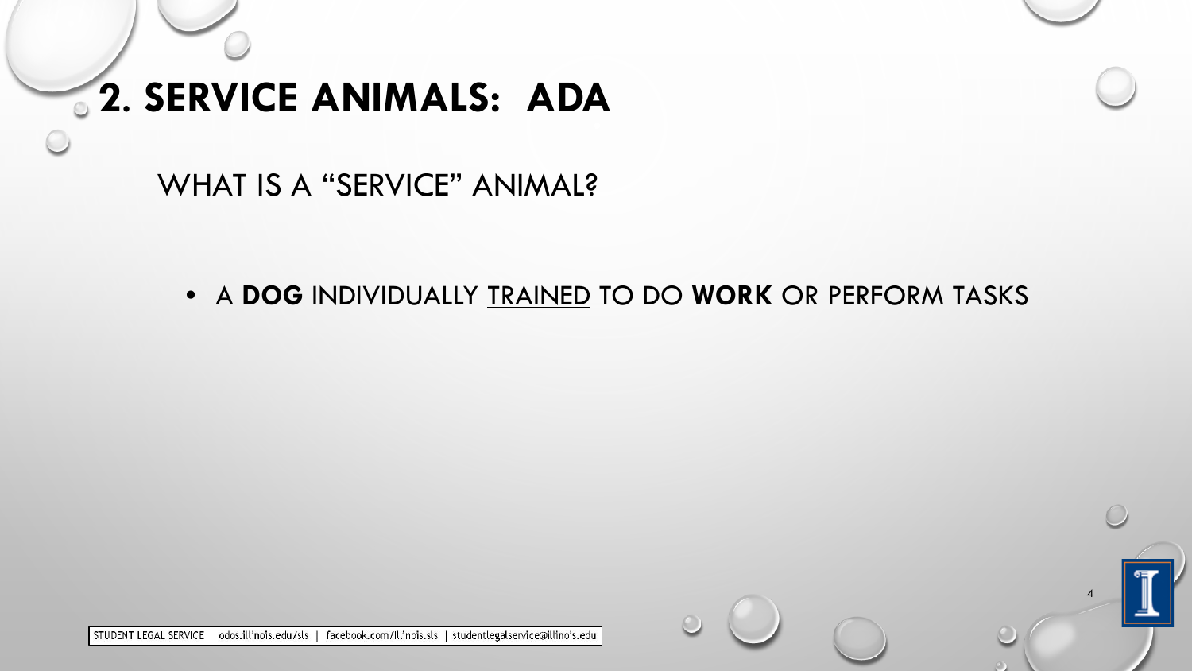# 2. SERVICE ANIMALS: ADA

## WHAT IS A "SERVICE" ANIMAL?

- A **DOG** INDIVIDUALLY <u>TRAINED</u> TO DO **WORK** OR PERFORM TASKS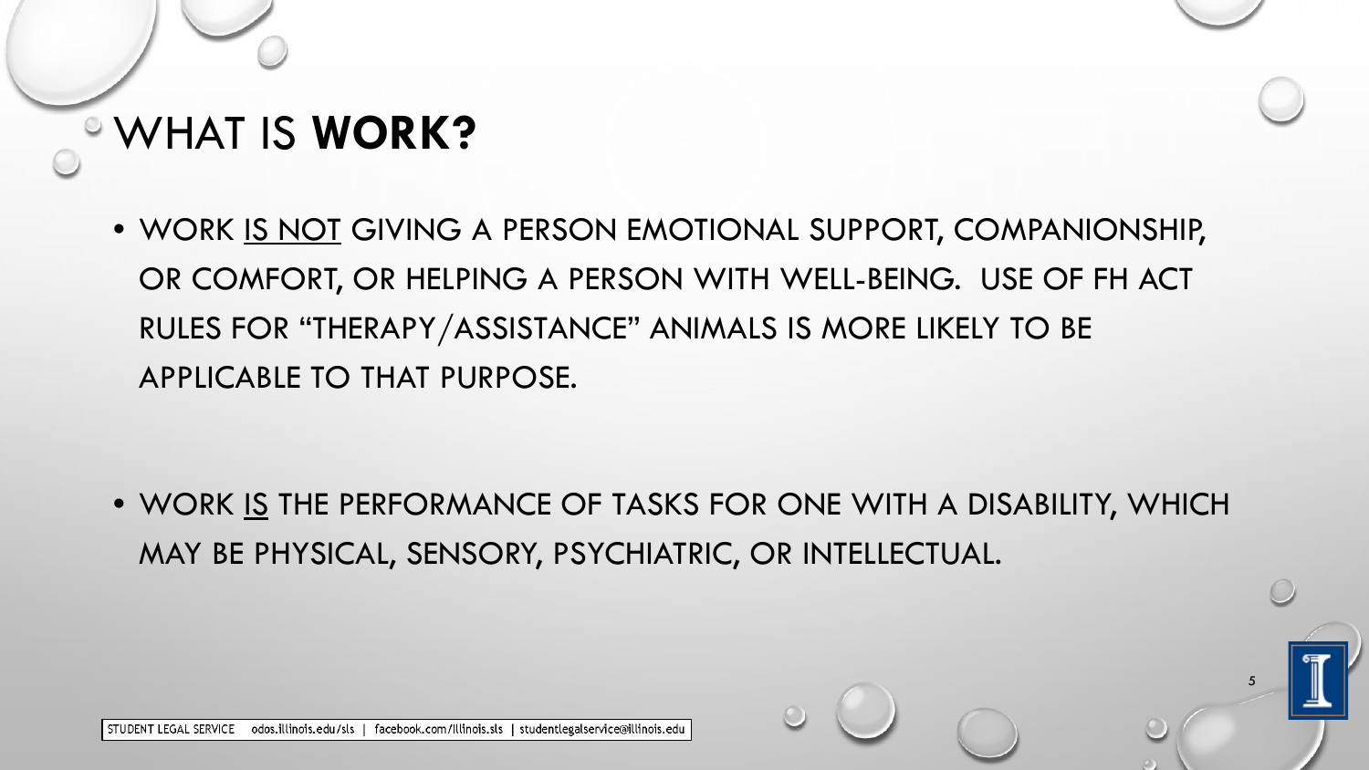# WHAT IS **WORK?**

- WORK <u>IS NOT</u> GIVING A PERSON EMOTIONAL SUPPORT, COMPANIONSHIP, OR COMFORT, OR HELPING A PERSON WITH WELL-BEING. USE OF FH ACT RULES FOR "THERAPY/ASSISTANCE" ANIMALS IS MORE LIKELY TO BE APPLICABLE TO THAT PURPOSE.

- WORK <u>IS</u> THE PERFORMANCE OF TASKS FOR ONE WITH A DISABILITY, WHICH MAY BE PHYSICAL, SENSORY, PSYCHIATRIC, OR INTELLECTUAL.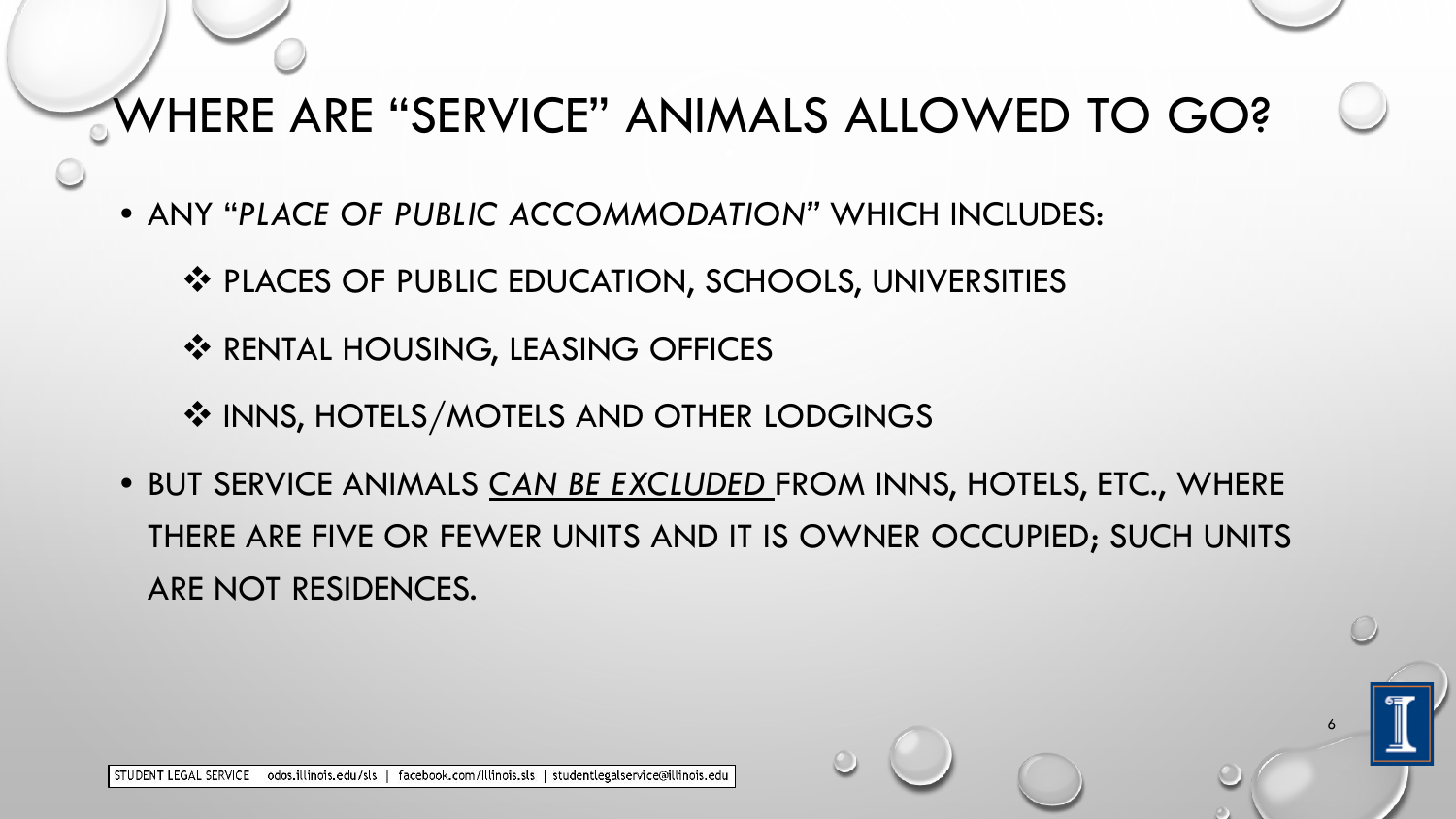# WHERE ARE "SERVICE" ANIMALS ALLOWED TO GO?

- ANY "*PLACE OF PUBLIC ACCOMMODATION*" WHICH INCLUDES:
  - ❖ PLACES OF PUBLIC EDUCATION, SCHOOLS, UNIVERSITIES
  - ❖ RENTAL HOUSING, LEASING OFFICES
  - ❖ INNS, HOTELS/MOTELS AND OTHER LODGINGS
- BUT SERVICE ANIMALS <u>*CAN BE EXCLUDED*</u> FROM INNS, HOTELS, ETC., WHERE THERE ARE FIVE OR FEWER UNITS AND IT IS OWNER OCCUPIED; SUCH UNITS ARE NOT RESIDENCES.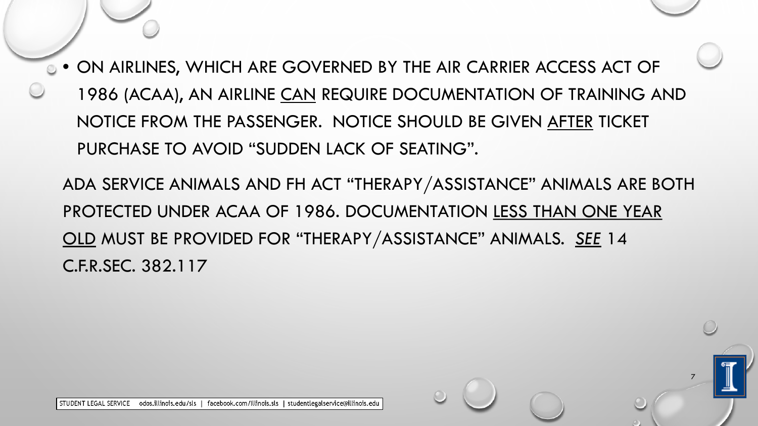- ON AIRLINES, WHICH ARE GOVERNED BY THE AIR CARRIER ACCESS ACT OF 1986 (ACAA), AN AIRLINE CAN REQUIRE DOCUMENTATION OF TRAINING AND NOTICE FROM THE PASSENGER. NOTICE SHOULD BE GIVEN AFTER TICKET PURCHASE TO AVOID "SUDDEN LACK OF SEATING".

ADA SERVICE ANIMALS AND FH ACT "THERAPY/ASSISTANCE" ANIMALS ARE BOTH PROTECTED UNDER ACAA OF 1986. DOCUMENTATION LESS THAN ONE YEAR OLD MUST BE PROVIDED FOR "THERAPY/ASSISTANCE" ANIMALS. *SEE* 14 C.F.R.SEC. 382.117

STUDENT LEGAL SERVICE odos.illinois.edu/sls | facebook.com/illinois.sls | studentlegalservice@illinois.edu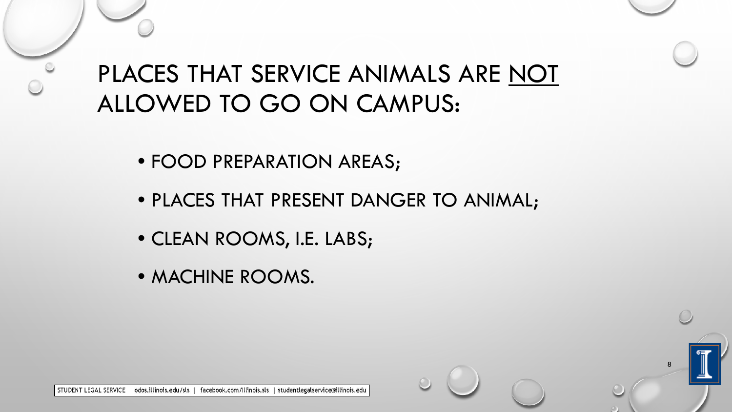# PLACES THAT SERVICE ANIMALS ARE <u>NOT</u> ALLOWED TO GO ON CAMPUS:

- FOOD PREPARATION AREAS;
- PLACES THAT PRESENT DANGER TO ANIMAL;
- CLEAN ROOMS, I.E. LABS;
- MACHINE ROOMS.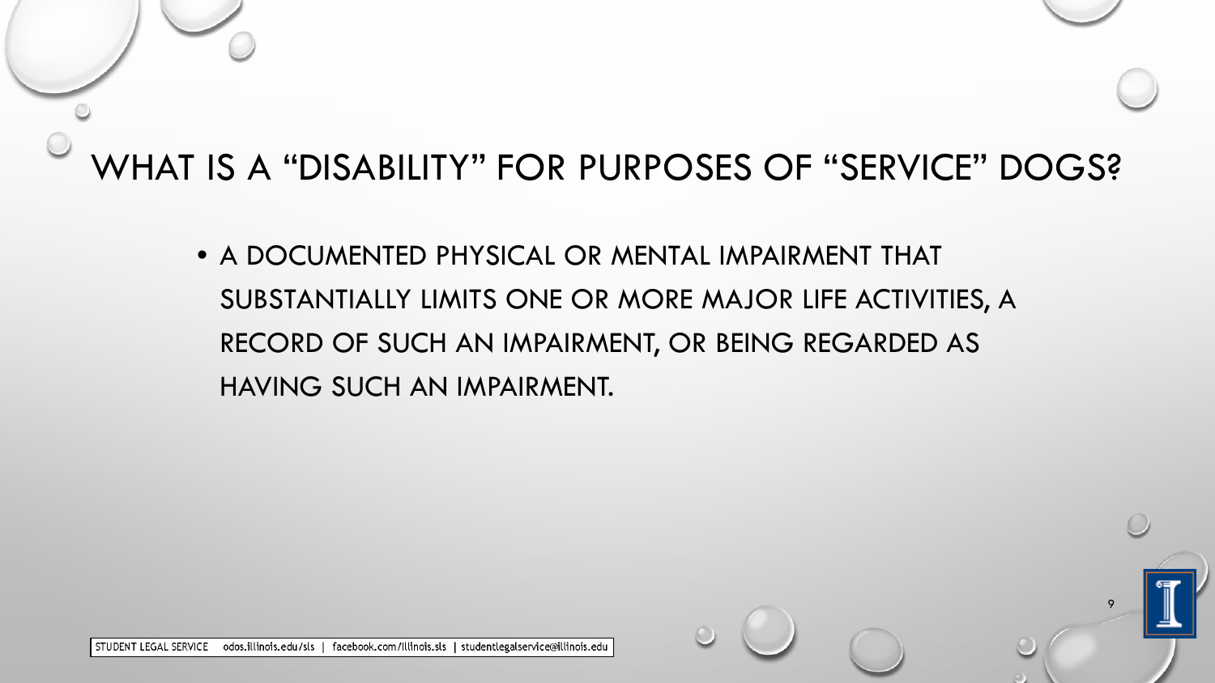# WHAT IS A "DISABILITY" FOR PURPOSES OF "SERVICE" DOGS?

- A DOCUMENTED PHYSICAL OR MENTAL IMPAIRMENT THAT SUBSTANTIALLY LIMITS ONE OR MORE MAJOR LIFE ACTIVITIES, A RECORD OF SUCH AN IMPAIRMENT, OR BEING REGARDED AS HAVING SUCH AN IMPAIRMENT.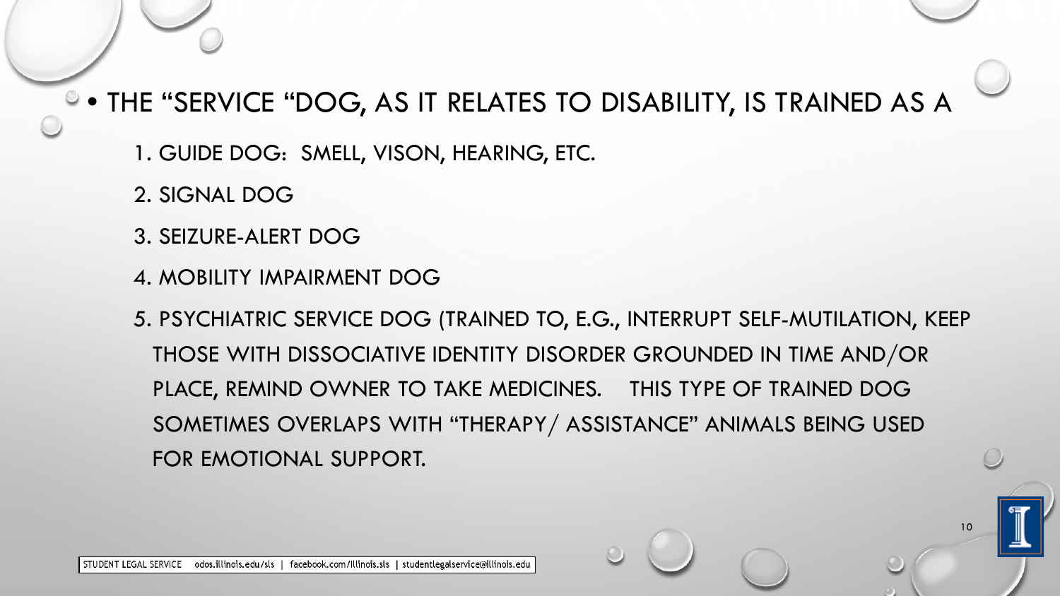- THE "SERVICE "DOG, AS IT RELATES TO DISABILITY, IS TRAINED AS A
  1. GUIDE DOG: SMELL, VISON, HEARING, ETC.
  2. SIGNAL DOG
  3. SEIZURE-ALERT DOG
  4. MOBILITY IMPAIRMENT DOG
  5. PSYCHIATRIC SERVICE DOG (TRAINED TO, E.G., INTERRUPT SELF-MUTILATION, KEEP THOSE WITH DISSOCIATIVE IDENTITY DISORDER GROUNDED IN TIME AND/OR PLACE, REMIND OWNER TO TAKE MEDICINES. THIS TYPE OF TRAINED DOG SOMETIMES OVERLAPS WITH "THERAPY/ ASSISTANCE" ANIMALS BEING USED FOR EMOTIONAL SUPPORT.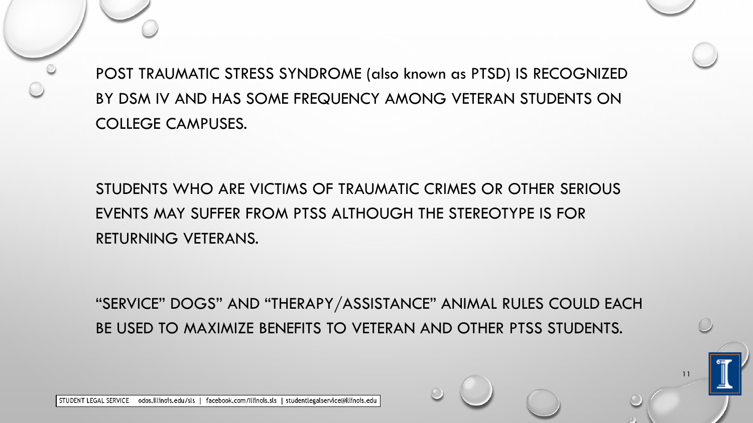POST TRAUMATIC STRESS SYNDROME (also known as PTSD) IS RECOGNIZED BY DSM IV AND HAS SOME FREQUENCY AMONG VETERAN STUDENTS ON COLLEGE CAMPUSES.

STUDENTS WHO ARE VICTIMS OF TRAUMATIC CRIMES OR OTHER SERIOUS EVENTS MAY SUFFER FROM PTSS ALTHOUGH THE STEREOTYPE IS FOR RETURNING VETERANS.

"SERVICE" DOGS" AND "THERAPY/ASSISTANCE" ANIMAL RULES COULD EACH BE USED TO MAXIMIZE BENEFITS TO VETERAN AND OTHER PTSS STUDENTS.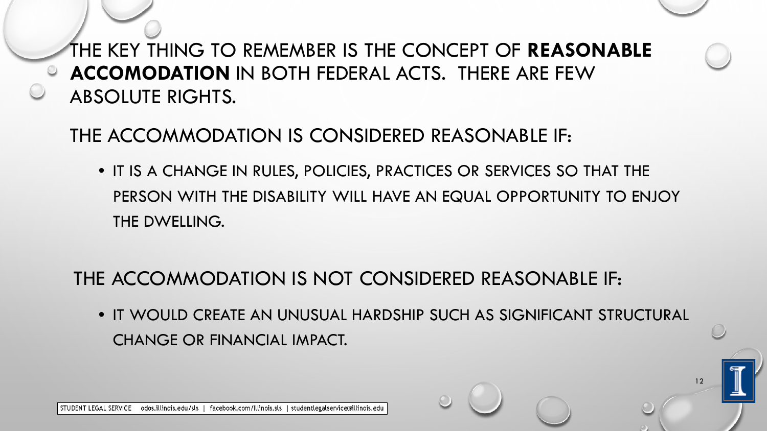THE KEY THING TO REMEMBER IS THE CONCEPT OF **REASONABLE ACCOMODATION** IN BOTH FEDERAL ACTS. THERE ARE FEW ABSOLUTE RIGHTS.

THE ACCOMMODATION IS CONSIDERED REASONABLE IF:

- IT IS A CHANGE IN RULES, POLICIES, PRACTICES OR SERVICES SO THAT THE PERSON WITH THE DISABILITY WILL HAVE AN EQUAL OPPORTUNITY TO ENJOY THE DWELLING.

THE ACCOMMODATION IS NOT CONSIDERED REASONABLE IF:

- IT WOULD CREATE AN UNUSUAL HARDSHIP SUCH AS SIGNIFICANT STRUCTURAL CHANGE OR FINANCIAL IMPACT.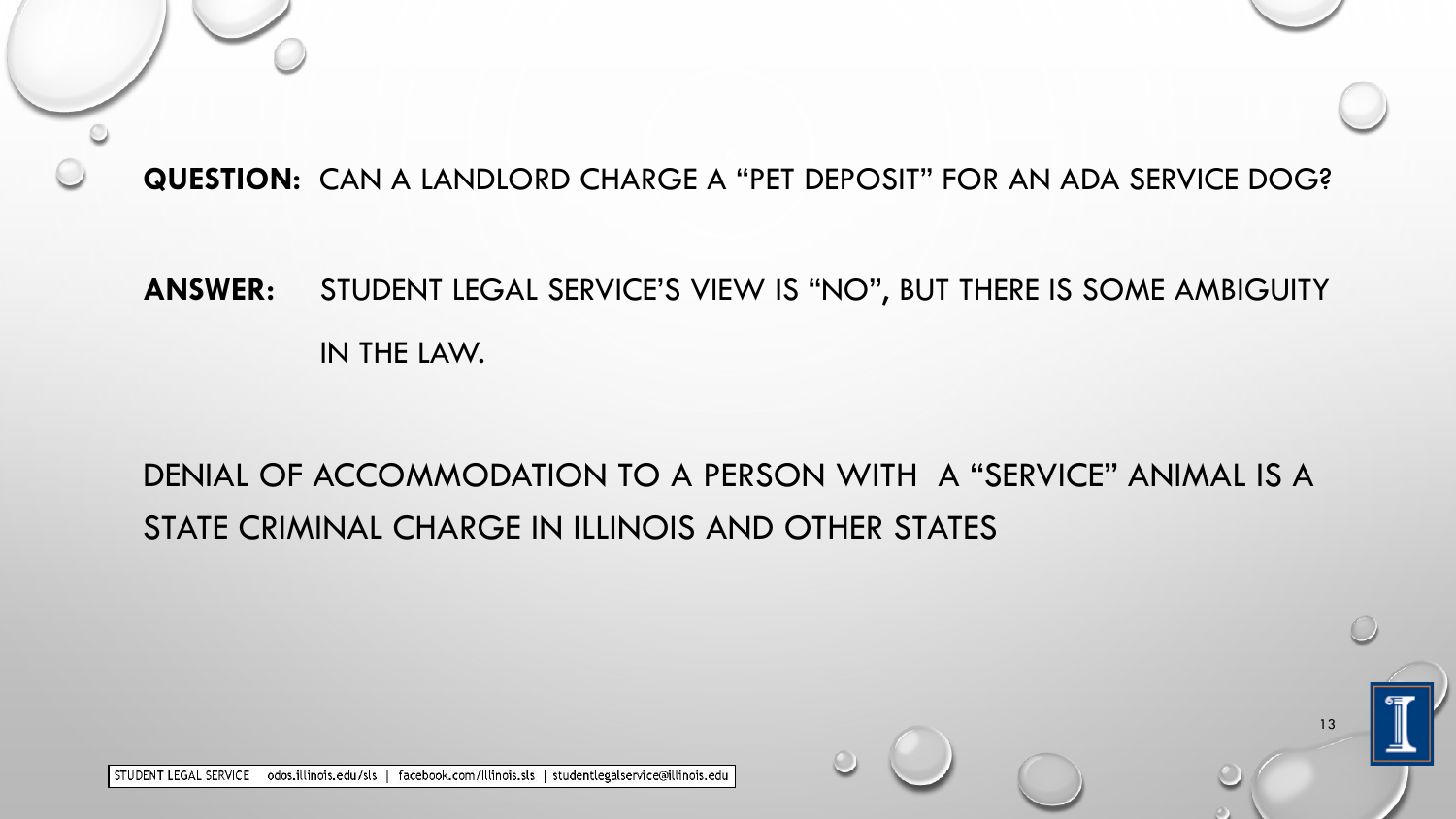**QUESTION:** CAN A LANDLORD CHARGE A "PET DEPOSIT" FOR AN ADA SERVICE DOG?

**ANSWER:** STUDENT LEGAL SERVICE'S VIEW IS "NO", BUT THERE IS SOME AMBIGUITY IN THE LAW.

DENIAL OF ACCOMMODATION TO A PERSON WITH A "SERVICE" ANIMAL IS A STATE CRIMINAL CHARGE IN ILLINOIS AND OTHER STATES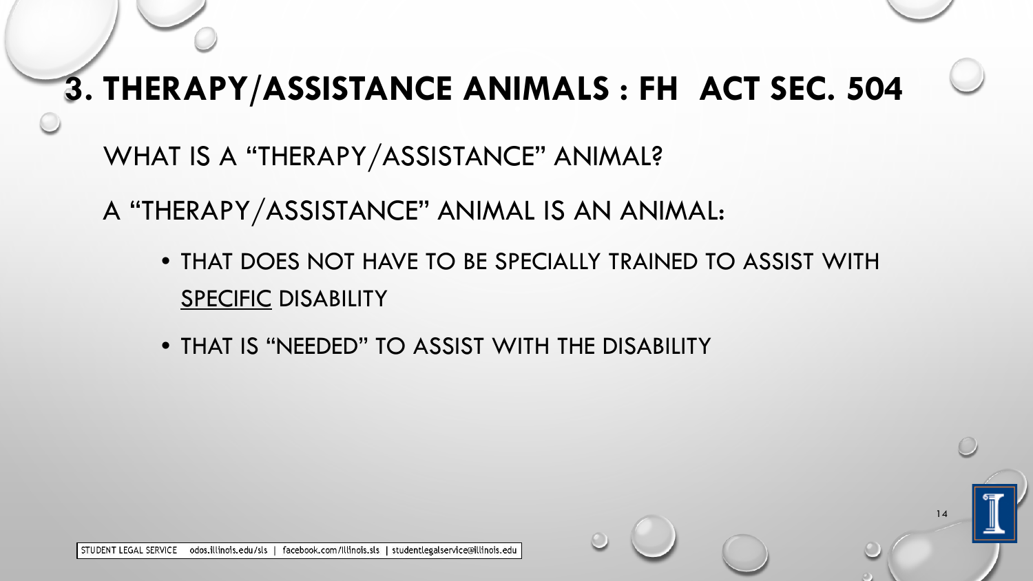# 3. THERAPY/ASSISTANCE ANIMALS : FH ACT SEC. 504

WHAT IS A "THERAPY/ASSISTANCE" ANIMAL?

A "THERAPY/ASSISTANCE" ANIMAL IS AN ANIMAL:

- THAT DOES NOT HAVE TO BE SPECIALLY TRAINED TO ASSIST WITH <u>SPECIFIC</u> DISABILITY
- THAT IS "NEEDED" TO ASSIST WITH THE DISABILITY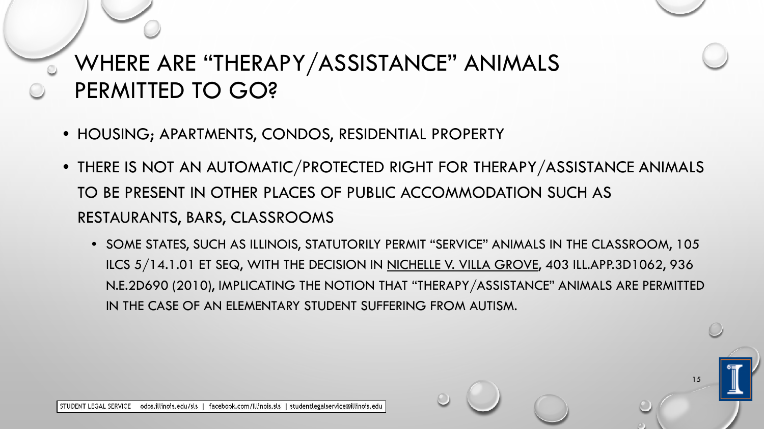# WHERE ARE "THERAPY/ASSISTANCE" ANIMALS PERMITTED TO GO?

- HOUSING; APARTMENTS, CONDOS, RESIDENTIAL PROPERTY
- THERE IS NOT AN AUTOMATIC/PROTECTED RIGHT FOR THERAPY/ASSISTANCE ANIMALS TO BE PRESENT IN OTHER PLACES OF PUBLIC ACCOMMODATION SUCH AS RESTAURANTS, BARS, CLASSROOMS
  - SOME STATES, SUCH AS ILLINOIS, STATUTORILY PERMIT "SERVICE" ANIMALS IN THE CLASSROOM, 105 ILCS 5/14.1.01 ET SEQ, WITH THE DECISION IN NICHELLE V. VILLA GROVE, 403 ILL.APP.3D1062, 936 N.E.2D690 (2010), IMPLICATING THE NOTION THAT "THERAPY/ASSISTANCE" ANIMALS ARE PERMITTED IN THE CASE OF AN ELEMENTARY STUDENT SUFFERING FROM AUTISM.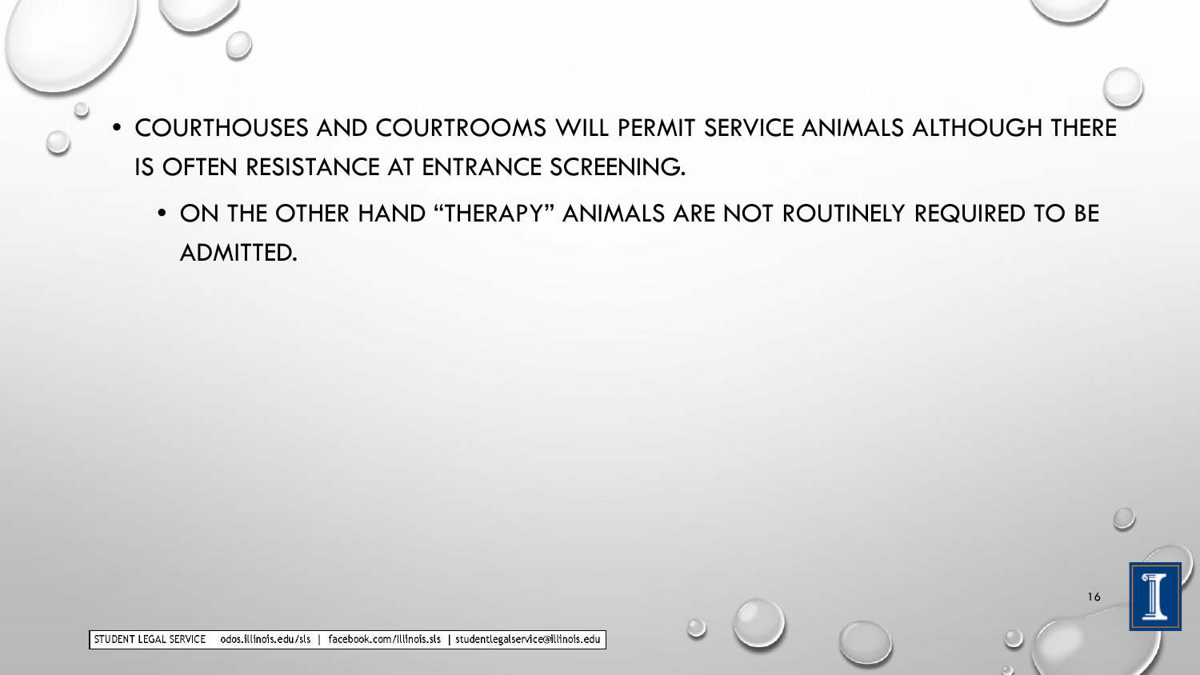- COURTHOUSES AND COURTROOMS WILL PERMIT SERVICE ANIMALS ALTHOUGH THERE IS OFTEN RESISTANCE AT ENTRANCE SCREENING.
  - ON THE OTHER HAND "THERAPY" ANIMALS ARE NOT ROUTINELY REQUIRED TO BE ADMITTED.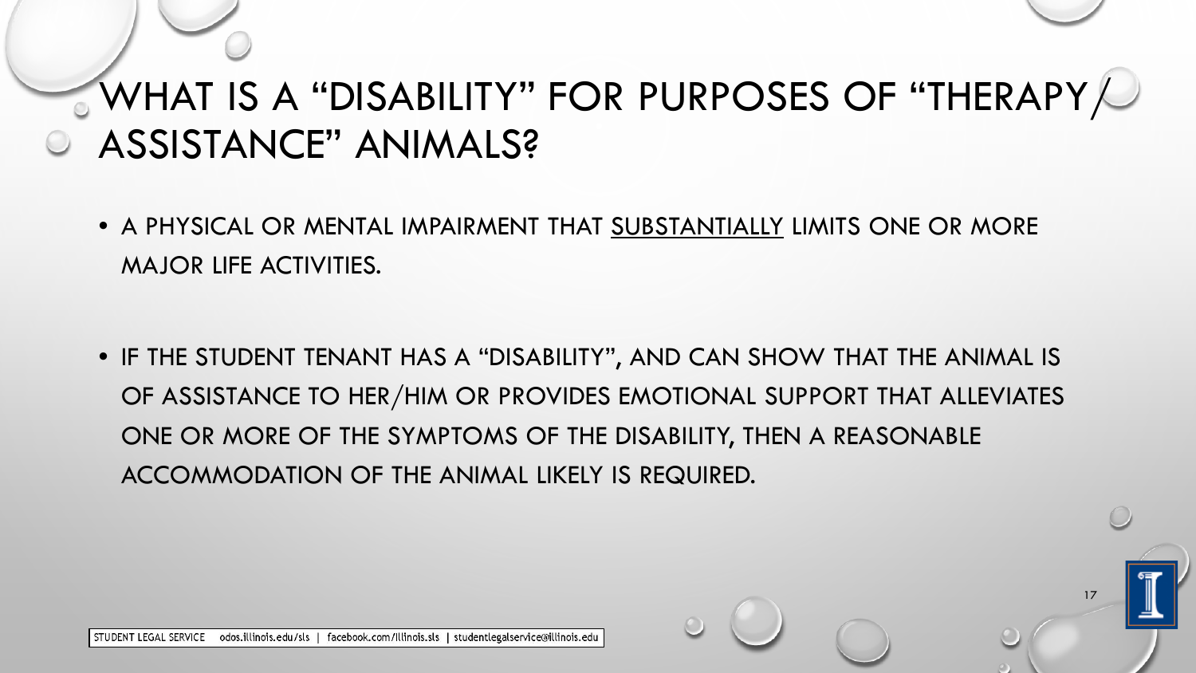# WHAT IS A "DISABILITY" FOR PURPOSES OF "THERAPY/ ASSISTANCE" ANIMALS?

- A PHYSICAL OR MENTAL IMPAIRMENT THAT <u>SUBSTANTIALLY</u> LIMITS ONE OR MORE MAJOR LIFE ACTIVITIES.

- IF THE STUDENT TENANT HAS A "DISABILITY", AND CAN SHOW THAT THE ANIMAL IS OF ASSISTANCE TO HER/HIM OR PROVIDES EMOTIONAL SUPPORT THAT ALLEVIATES ONE OR MORE OF THE SYMPTOMS OF THE DISABILITY, THEN A REASONABLE ACCOMMODATION OF THE ANIMAL LIKELY IS REQUIRED.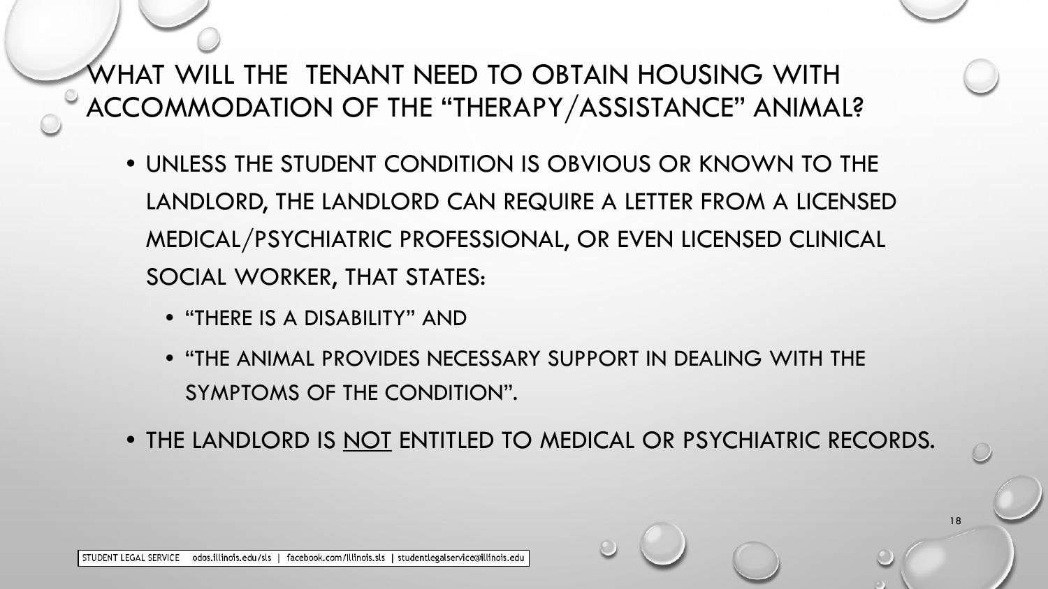# WHAT WILL THE TENANT NEED TO OBTAIN HOUSING WITH ACCOMMODATION OF THE "THERAPY/ASSISTANCE" ANIMAL?

- UNLESS THE STUDENT CONDITION IS OBVIOUS OR KNOWN TO THE LANDLORD, THE LANDLORD CAN REQUIRE A LETTER FROM A LICENSED MEDICAL/PSYCHIATRIC PROFESSIONAL, OR EVEN LICENSED CLINICAL SOCIAL WORKER, THAT STATES:
  - "THERE IS A DISABILITY" AND
  - "THE ANIMAL PROVIDES NECESSARY SUPPORT IN DEALING WITH THE SYMPTOMS OF THE CONDITION".
- THE LANDLORD IS <u>NOT</u> ENTITLED TO MEDICAL OR PSYCHIATRIC RECORDS.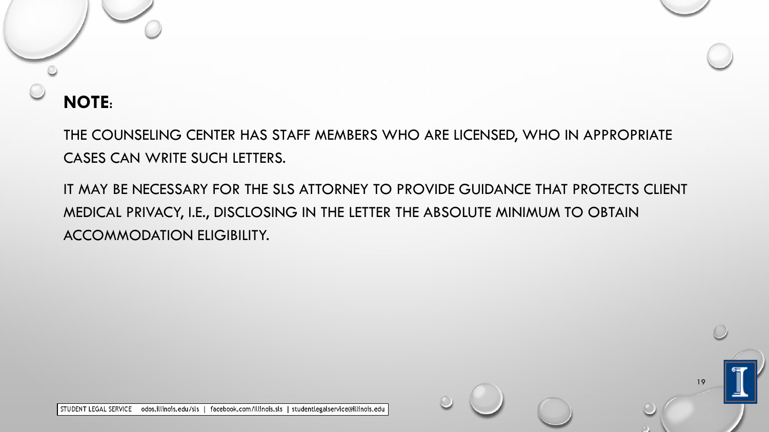## **NOTE**:

THE COUNSELING CENTER HAS STAFF MEMBERS WHO ARE LICENSED, WHO IN APPROPRIATE CASES CAN WRITE SUCH LETTERS.

IT MAY BE NECESSARY FOR THE SLS ATTORNEY TO PROVIDE GUIDANCE THAT PROTECTS CLIENT MEDICAL PRIVACY, I.E., DISCLOSING IN THE LETTER THE ABSOLUTE MINIMUM TO OBTAIN ACCOMMODATION ELIGIBILITY.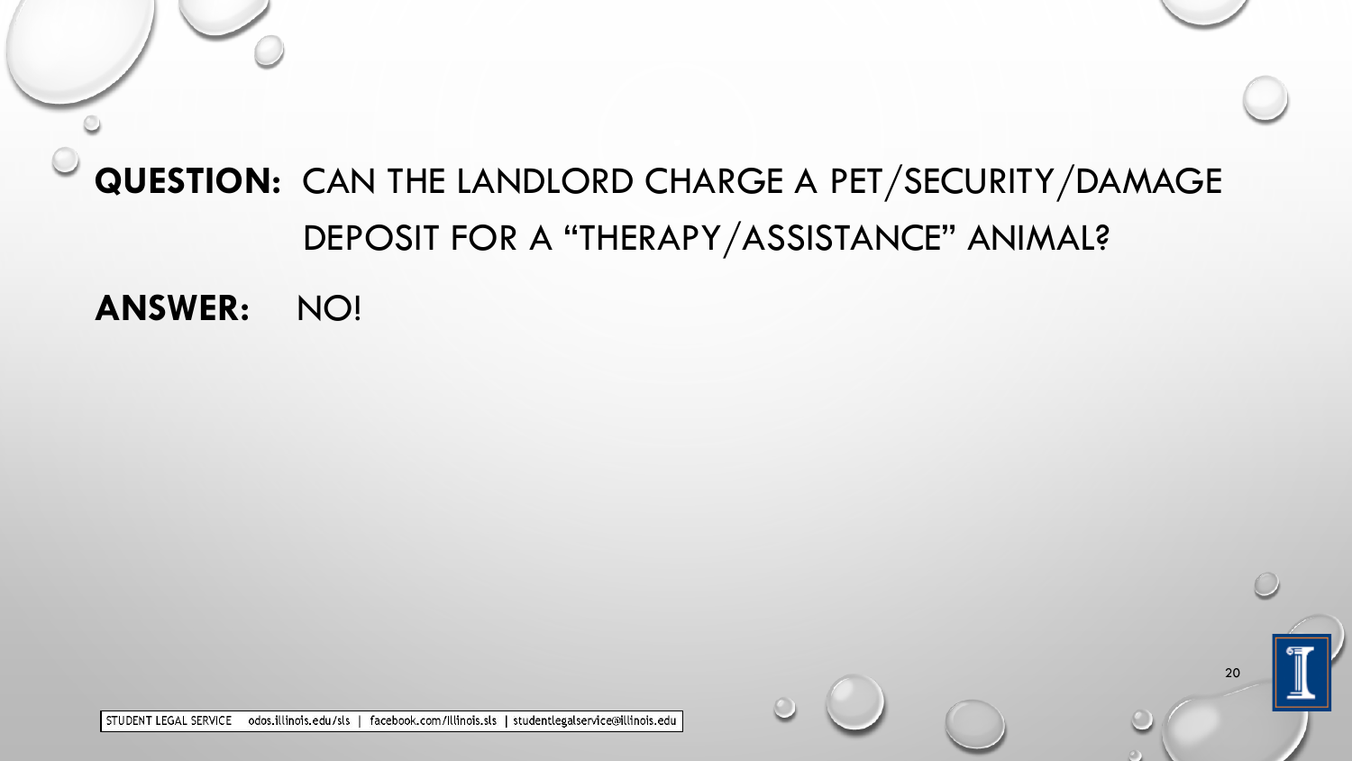**QUESTION:** CAN THE LANDLORD CHARGE A PET/SECURITY/DAMAGE DEPOSIT FOR A "THERAPY/ASSISTANCE" ANIMAL?

**ANSWER:** NO!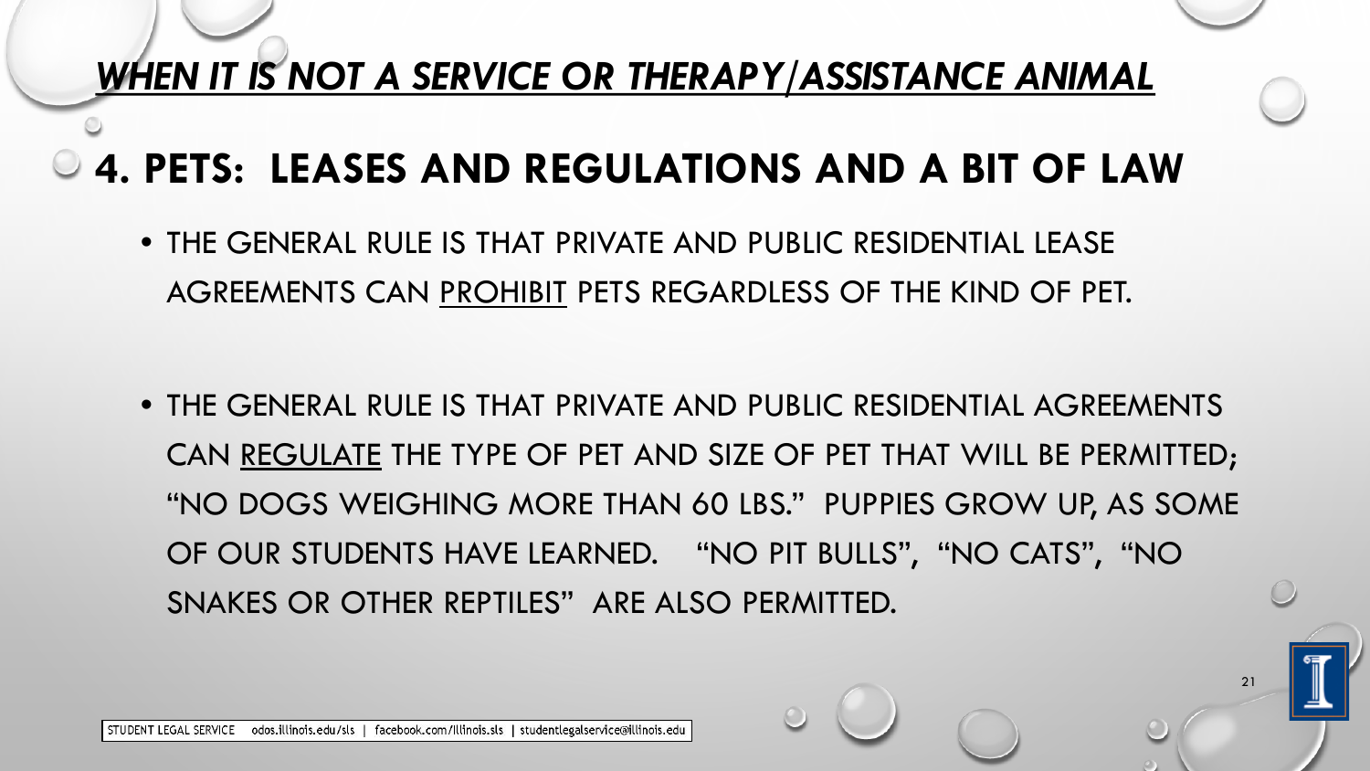*<u>WHEN IT IS NOT A SERVICE OR THERAPY/ASSISTANCE ANIMAL</u>*

## 4. PETS: LEASES AND REGULATIONS AND A BIT OF LAW

- THE GENERAL RULE IS THAT PRIVATE AND PUBLIC RESIDENTIAL LEASE AGREEMENTS CAN <u>PROHIBIT</u> PETS REGARDLESS OF THE KIND OF PET.

- THE GENERAL RULE IS THAT PRIVATE AND PUBLIC RESIDENTIAL AGREEMENTS CAN <u>REGULATE</u> THE TYPE OF PET AND SIZE OF PET THAT WILL BE PERMITTED; "NO DOGS WEIGHING MORE THAN 60 LBS." PUPPIES GROW UP, AS SOME OF OUR STUDENTS HAVE LEARNED. "NO PIT BULLS", "NO CATS", "NO SNAKES OR OTHER REPTILES" ARE ALSO PERMITTED.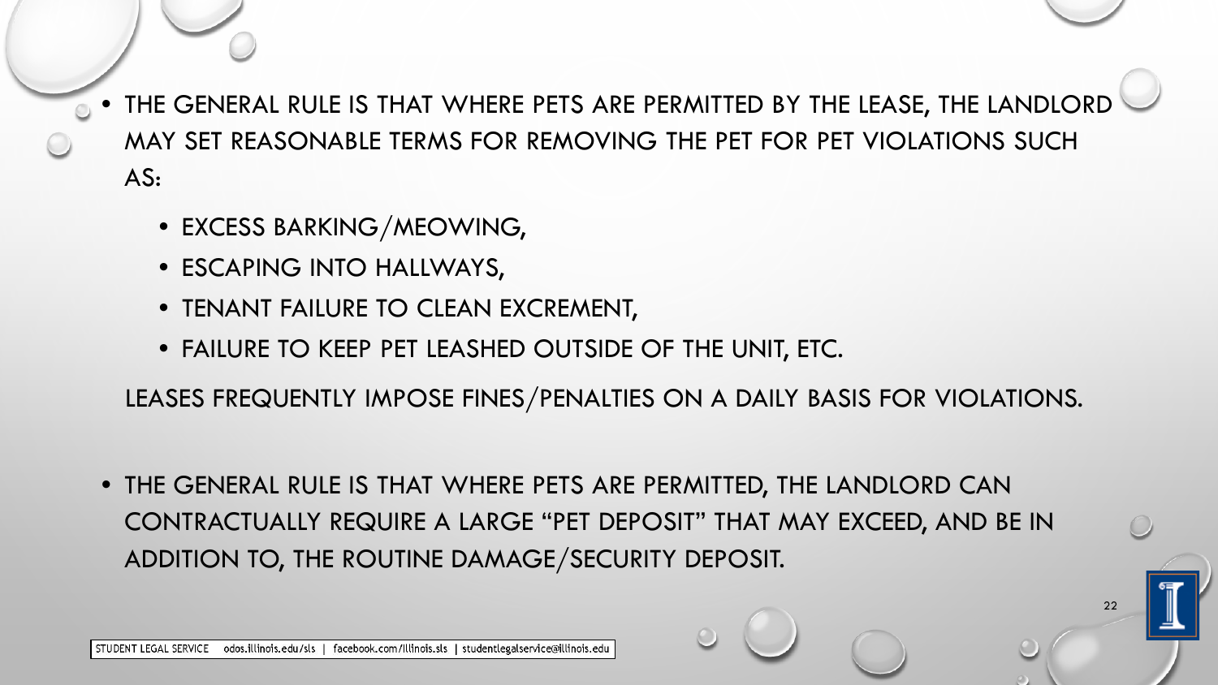- THE GENERAL RULE IS THAT WHERE PETS ARE PERMITTED BY THE LEASE, THE LANDLORD MAY SET REASONABLE TERMS FOR REMOVING THE PET FOR PET VIOLATIONS SUCH AS:
  - EXCESS BARKING/MEOWING,
  - ESCAPING INTO HALLWAYS,
  - TENANT FAILURE TO CLEAN EXCREMENT,
  - FAILURE TO KEEP PET LEASHED OUTSIDE OF THE UNIT, ETC.

  LEASES FREQUENTLY IMPOSE FINES/PENALTIES ON A DAILY BASIS FOR VIOLATIONS.

- THE GENERAL RULE IS THAT WHERE PETS ARE PERMITTED, THE LANDLORD CAN CONTRACTUALLY REQUIRE A LARGE "PET DEPOSIT" THAT MAY EXCEED, AND BE IN ADDITION TO, THE ROUTINE DAMAGE/SECURITY DEPOSIT.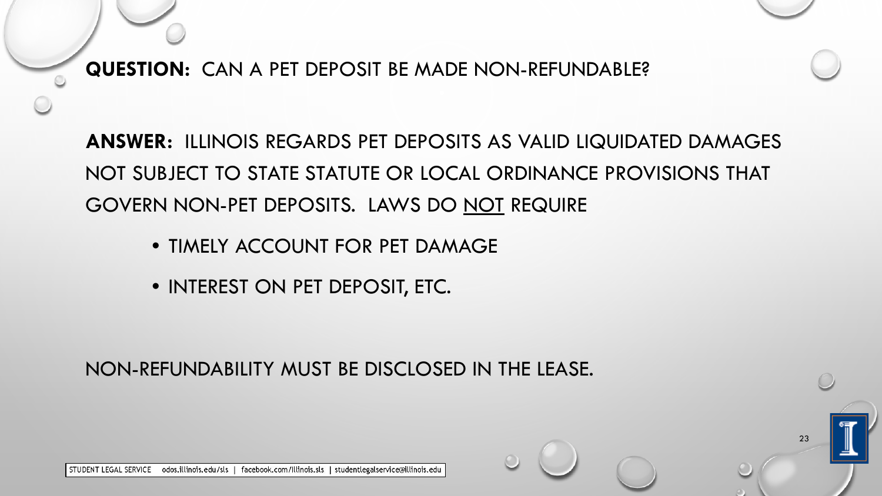**QUESTION:** CAN A PET DEPOSIT BE MADE NON-REFUNDABLE?

**ANSWER:** ILLINOIS REGARDS PET DEPOSITS AS VALID LIQUIDATED DAMAGES NOT SUBJECT TO STATE STATUTE OR LOCAL ORDINANCE PROVISIONS THAT GOVERN NON-PET DEPOSITS. LAWS DO NOT REQUIRE

- TIMELY ACCOUNT FOR PET DAMAGE
- INTEREST ON PET DEPOSIT, ETC.

NON-REFUNDABILITY MUST BE DISCLOSED IN THE LEASE.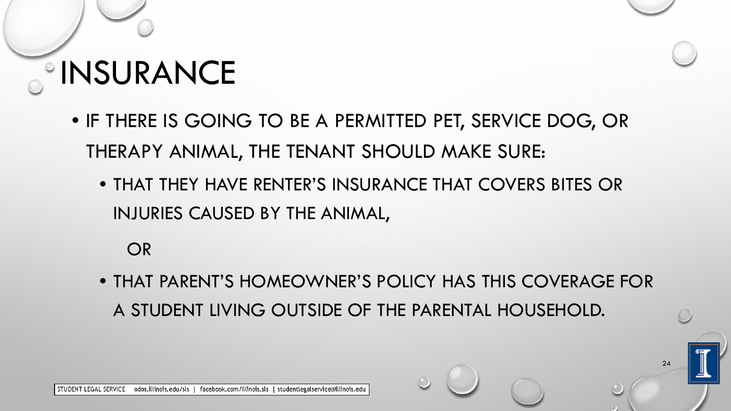# INSURANCE

- IF THERE IS GOING TO BE A PERMITTED PET, SERVICE DOG, OR THERAPY ANIMAL, THE TENANT SHOULD MAKE SURE:
  - THAT THEY HAVE RENTER'S INSURANCE THAT COVERS BITES OR INJURIES CAUSED BY THE ANIMAL,

    OR

  - THAT PARENT'S HOMEOWNER'S POLICY HAS THIS COVERAGE FOR A STUDENT LIVING OUTSIDE OF THE PARENTAL HOUSEHOLD.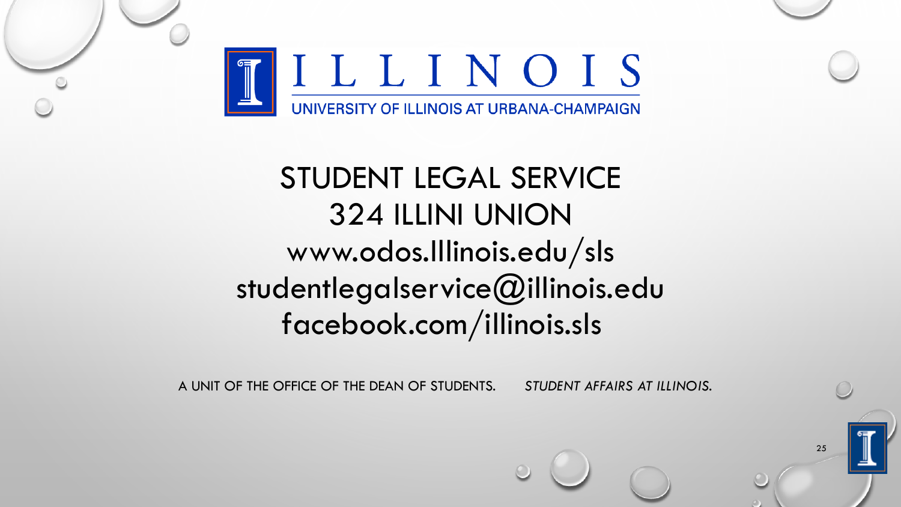ILLINOIS

UNIVERSITY OF ILLINOIS AT URBANA-CHAMPAIGN

# STUDENT LEGAL SERVICE

324 ILLINI UNION

www.odos.lllinois.edu/sls

studentlegalservice@illinois.edu

facebook.com/illinois.sls

A UNIT OF THE OFFICE OF THE DEAN OF STUDENTS. *STUDENT AFFAIRS AT ILLINOIS.*